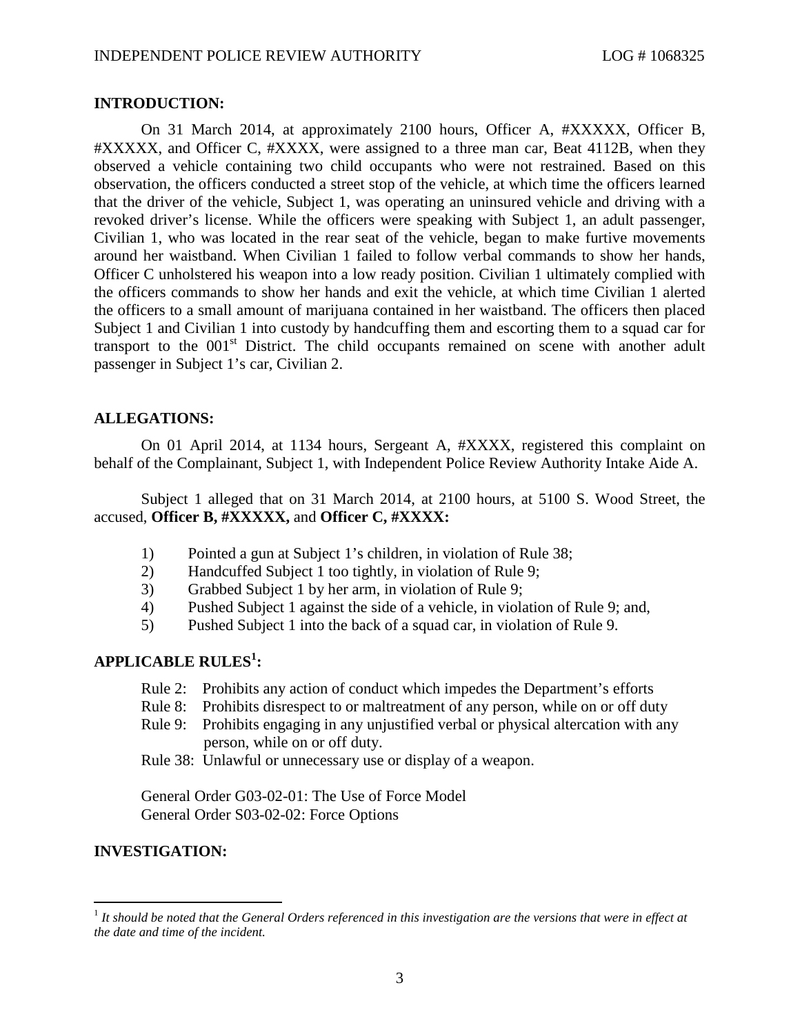## INTRODUCTION:

On 31 March 2014, at approximately 2100 hours, Officer A, #XXXXX, Officer B, #XXXXX, and Officer C, #XXXX, were assigned to a three man car, Beat 4112B, when they observed a vehicle containing two child occupants who were not restrained. Based on this observation, the officers conducted a street stop of the vehicle, at which time the officers learned that the driver of the vehicle, Subject 1, was operating an uninsured vehicle and driving with a revoked driver's license. While the officers were speaking with Subject 1, an adult passenger, Civilian 1, who was located in the rear seat of the vehicle, began to make furtive movements around her waistband. When Civilian 1 failed to follow verbal commands to show her hands, Officer C unholstered his weapon into a low ready position. Civilian 1 ultimately complied with the officers commands to show her hands and exit the vehicle, at which time Civilian 1 alerted the officers to a small amount of marijuana contained in her waistband. The officers then placed Subject 1 and Civilian 1 into custody by handcuffing them and escorting them to a squad car for transport to the 001st District. The child occupants remained on scene with another adult passenger in Subject 1's car, Civilian 2.

## ALLEGATIONS:

On 01 April 2014, at 1134 hours, Sergeant A, #XXXX, registered this complaint on behalf of the Complainant, Subject 1, with Independent Police Review Authority Intake Aide A.

Subject 1 alleged that on 31 March 2014, at 2100 hours, at 5100 S. Wood Street, the accused, **Officer B, #XXXXX,** and **Officer C, #XXXX:**

1) Pointed a gun at Subject 1's children, in violation of Rule 38;
2) Handcuffed Subject 1 too tightly, in violation of Rule 9;
3) Grabbed Subject 1 by her arm, in violation of Rule 9;
4) Pushed Subject 1 against the side of a vehicle, in violation of Rule 9; and,
5) Pushed Subject 1 into the back of a squad car, in violation of Rule 9.

## APPLICABLE RULES[1]:

Rule 2: Prohibits any action of conduct which impedes the Department's efforts
Rule 8: Prohibits disrespect to or maltreatment of any person, while on or off duty
Rule 9: Prohibits engaging in any unjustified verbal or physical altercation with any person, while on or off duty.
Rule 38: Unlawful or unnecessary use or display of a weapon.

General Order G03-02-01: The Use of Force Model
General Order S03-02-02: Force Options

## INVESTIGATION:

[1] *It should be noted that the General Orders referenced in this investigation are the versions that were in effect at the date and time of the incident.*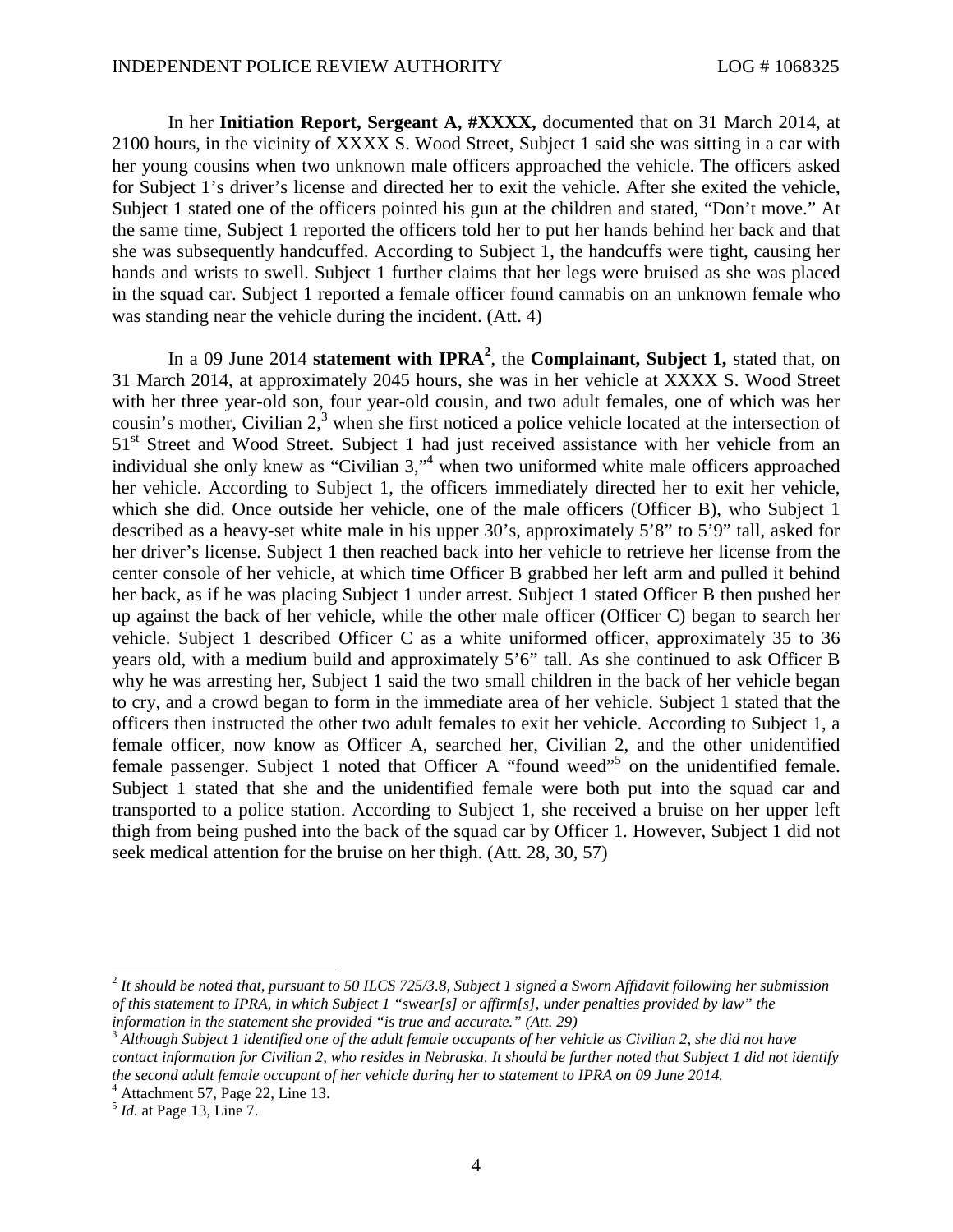In her **Initiation Report, Sergeant A, #XXXX,** documented that on 31 March 2014, at 2100 hours, in the vicinity of XXXX S. Wood Street, Subject 1 said she was sitting in a car with her young cousins when two unknown male officers approached the vehicle. The officers asked for Subject 1's driver's license and directed her to exit the vehicle. After she exited the vehicle, Subject 1 stated one of the officers pointed his gun at the children and stated, "Don't move." At the same time, Subject 1 reported the officers told her to put her hands behind her back and that she was subsequently handcuffed. According to Subject 1, the handcuffs were tight, causing her hands and wrists to swell. Subject 1 further claims that her legs were bruised as she was placed in the squad car. Subject 1 reported a female officer found cannabis on an unknown female who was standing near the vehicle during the incident. (Att. 4)

In a 09 June 2014 **statement with IPRA**[2], the **Complainant, Subject 1,** stated that, on 31 March 2014, at approximately 2045 hours, she was in her vehicle at XXXX S. Wood Street with her three year-old son, four year-old cousin, and two adult females, one of which was her cousin's mother, Civilian 2,[3] when she first noticed a police vehicle located at the intersection of 51st Street and Wood Street. Subject 1 had just received assistance with her vehicle from an individual she only knew as "Civilian 3,"[4] when two uniformed white male officers approached her vehicle. According to Subject 1, the officers immediately directed her to exit her vehicle, which she did. Once outside her vehicle, one of the male officers (Officer B), who Subject 1 described as a heavy-set white male in his upper 30's, approximately 5'8" to 5'9" tall, asked for her driver's license. Subject 1 then reached back into her vehicle to retrieve her license from the center console of her vehicle, at which time Officer B grabbed her left arm and pulled it behind her back, as if he was placing Subject 1 under arrest. Subject 1 stated Officer B then pushed her up against the back of her vehicle, while the other male officer (Officer C) began to search her vehicle. Subject 1 described Officer C as a white uniformed officer, approximately 35 to 36 years old, with a medium build and approximately 5'6" tall. As she continued to ask Officer B why he was arresting her, Subject 1 said the two small children in the back of her vehicle began to cry, and a crowd began to form in the immediate area of her vehicle. Subject 1 stated that the officers then instructed the other two adult females to exit her vehicle. According to Subject 1, a female officer, now know as Officer A, searched her, Civilian 2, and the other unidentified female passenger. Subject 1 noted that Officer A "found weed"[5] on the unidentified female. Subject 1 stated that she and the unidentified female were both put into the squad car and transported to a police station. According to Subject 1, she received a bruise on her upper left thigh from being pushed into the back of the squad car by Officer 1. However, Subject 1 did not seek medical attention for the bruise on her thigh. (Att. 28, 30, 57)

---

[2] *It should be noted that, pursuant to 50 ILCS 725/3.8, Subject 1 signed a Sworn Affidavit following her submission of this statement to IPRA, in which Subject 1 "swear[s] or affirm[s], under penalties provided by law" the information in the statement she provided "is true and accurate." (Att. 29)*

[3] *Although Subject 1 identified one of the adult female occupants of her vehicle as Civilian 2, she did not have contact information for Civilian 2, who resides in Nebraska. It should be further noted that Subject 1 did not identify the second adult female occupant of her vehicle during her to statement to IPRA on 09 June 2014.*

[4] Attachment 57, Page 22, Line 13.

[5] *Id.* at Page 13, Line 7.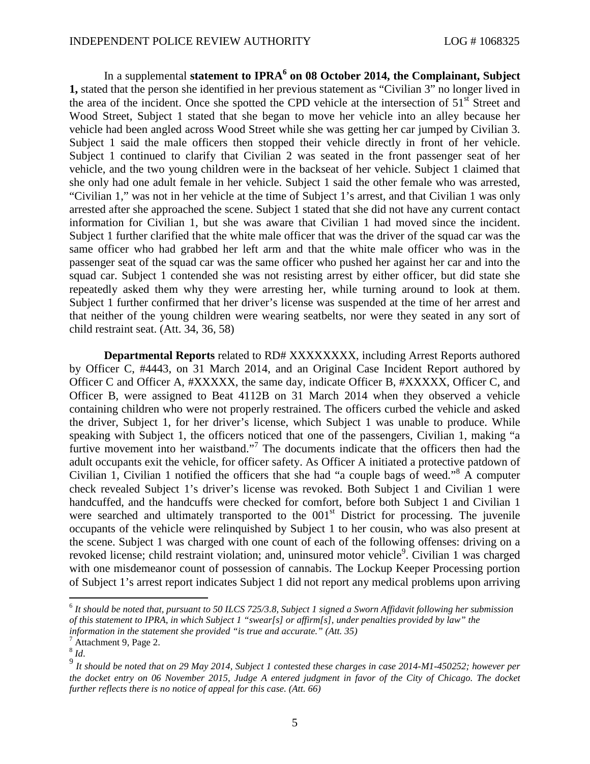In a supplemental **statement to IPRA[6] on 08 October 2014, the Complainant, Subject 1,** stated that the person she identified in her previous statement as "Civilian 3" no longer lived in the area of the incident. Once she spotted the CPD vehicle at the intersection of 51st Street and Wood Street, Subject 1 stated that she began to move her vehicle into an alley because her vehicle had been angled across Wood Street while she was getting her car jumped by Civilian 3. Subject 1 said the male officers then stopped their vehicle directly in front of her vehicle. Subject 1 continued to clarify that Civilian 2 was seated in the front passenger seat of her vehicle, and the two young children were in the backseat of her vehicle. Subject 1 claimed that she only had one adult female in her vehicle. Subject 1 said the other female who was arrested, "Civilian 1," was not in her vehicle at the time of Subject 1's arrest, and that Civilian 1 was only arrested after she approached the scene. Subject 1 stated that she did not have any current contact information for Civilian 1, but she was aware that Civilian 1 had moved since the incident. Subject 1 further clarified that the white male officer that was the driver of the squad car was the same officer who had grabbed her left arm and that the white male officer who was in the passenger seat of the squad car was the same officer who pushed her against her car and into the squad car. Subject 1 contended she was not resisting arrest by either officer, but did state she repeatedly asked them why they were arresting her, while turning around to look at them. Subject 1 further confirmed that her driver's license was suspended at the time of her arrest and that neither of the young children were wearing seatbelts, nor were they seated in any sort of child restraint seat. (Att. 34, 36, 58)

**Departmental Reports** related to RD# XXXXXXXX, including Arrest Reports authored by Officer C, #4443, on 31 March 2014, and an Original Case Incident Report authored by Officer C and Officer A, #XXXXX, the same day, indicate Officer B, #XXXXX, Officer C, and Officer B, were assigned to Beat 4112B on 31 March 2014 when they observed a vehicle containing children who were not properly restrained. The officers curbed the vehicle and asked the driver, Subject 1, for her driver's license, which Subject 1 was unable to produce. While speaking with Subject 1, the officers noticed that one of the passengers, Civilian 1, making "a furtive movement into her waistband."[7] The documents indicate that the officers then had the adult occupants exit the vehicle, for officer safety. As Officer A initiated a protective patdown of Civilian 1, Civilian 1 notified the officers that she had "a couple bags of weed."[8] A computer check revealed Subject 1's driver's license was revoked. Both Subject 1 and Civilian 1 were handcuffed, and the handcuffs were checked for comfort, before both Subject 1 and Civilian 1 were searched and ultimately transported to the 001st District for processing. The juvenile occupants of the vehicle were relinquished by Subject 1 to her cousin, who was also present at the scene. Subject 1 was charged with one count of each of the following offenses: driving on a revoked license; child restraint violation; and, uninsured motor vehicle[9]. Civilian 1 was charged with one misdemeanor count of possession of cannabis. The Lockup Keeper Processing portion of Subject 1's arrest report indicates Subject 1 did not report any medical problems upon arriving

---

[6] *It should be noted that, pursuant to 50 ILCS 725/3.8, Subject 1 signed a Sworn Affidavit following her submission of this statement to IPRA, in which Subject 1 "swear[s] or affirm[s], under penalties provided by law" the information in the statement she provided "is true and accurate." (Att. 35)*

[7] Attachment 9, Page 2.

[8] *Id.*

[9] *It should be noted that on 29 May 2014, Subject 1 contested these charges in case 2014-M1-450252; however per the docket entry on 06 November 2015, Judge A entered judgment in favor of the City of Chicago. The docket further reflects there is no notice of appeal for this case. (Att. 66)*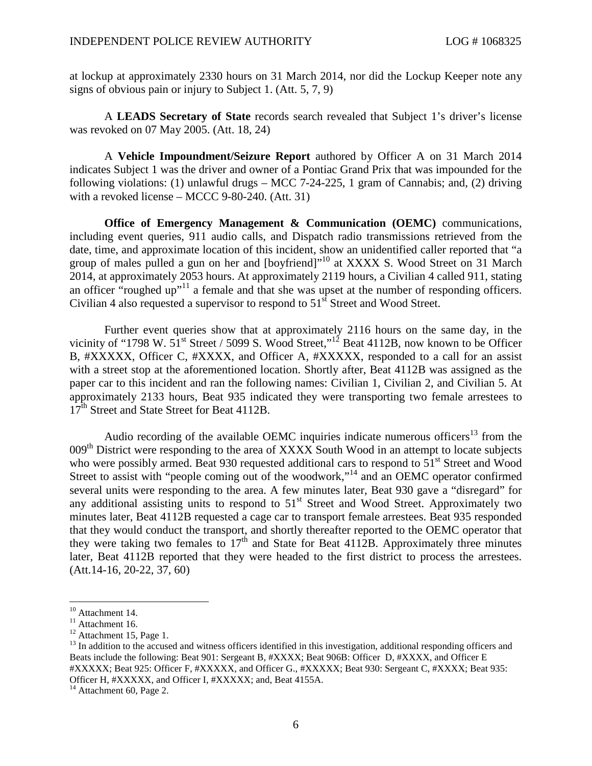at lockup at approximately 2330 hours on 31 March 2014, nor did the Lockup Keeper note any signs of obvious pain or injury to Subject 1. (Att. 5, 7, 9)

A **LEADS Secretary of State** records search revealed that Subject 1's driver's license was revoked on 07 May 2005. (Att. 18, 24)

A **Vehicle Impoundment/Seizure Report** authored by Officer A on 31 March 2014 indicates Subject 1 was the driver and owner of a Pontiac Grand Prix that was impounded for the following violations: (1) unlawful drugs – MCC 7-24-225, 1 gram of Cannabis; and, (2) driving with a revoked license – MCCC 9-80-240. (Att. 31)

**Office of Emergency Management & Communication (OEMC)** communications, including event queries, 911 audio calls, and Dispatch radio transmissions retrieved from the date, time, and approximate location of this incident, show an unidentified caller reported that "a group of males pulled a gun on her and [boyfriend]"[10] at XXXX S. Wood Street on 31 March 2014, at approximately 2053 hours. At approximately 2119 hours, a Civilian 4 called 911, stating an officer "roughed up"[11] a female and that she was upset at the number of responding officers. Civilian 4 also requested a supervisor to respond to 51st Street and Wood Street.

Further event queries show that at approximately 2116 hours on the same day, in the vicinity of "1798 W. 51st Street / 5099 S. Wood Street,"[12] Beat 4112B, now known to be Officer B, #XXXXX, Officer C, #XXXX, and Officer A, #XXXXX, responded to a call for an assist with a street stop at the aforementioned location. Shortly after, Beat 4112B was assigned as the paper car to this incident and ran the following names: Civilian 1, Civilian 2, and Civilian 5. At approximately 2133 hours, Beat 935 indicated they were transporting two female arrestees to 17th Street and State Street for Beat 4112B.

Audio recording of the available OEMC inquiries indicate numerous officers[13] from the 009th District were responding to the area of XXXX South Wood in an attempt to locate subjects who were possibly armed. Beat 930 requested additional cars to respond to 51st Street and Wood Street to assist with "people coming out of the woodwork,"[14] and an OEMC operator confirmed several units were responding to the area. A few minutes later, Beat 930 gave a "disregard" for any additional assisting units to respond to 51st Street and Wood Street. Approximately two minutes later, Beat 4112B requested a cage car to transport female arrestees. Beat 935 responded that they would conduct the transport, and shortly thereafter reported to the OEMC operator that they were taking two females to 17th and State for Beat 4112B. Approximately three minutes later, Beat 4112B reported that they were headed to the first district to process the arrestees. (Att.14-16, 20-22, 37, 60)

---

[10] Attachment 14.

[11] Attachment 16.

[12] Attachment 15, Page 1.

[13] In addition to the accused and witness officers identified in this investigation, additional responding officers and Beats include the following: Beat 901: Sergeant B, #XXXX; Beat 906B: Officer D, #XXXX, and Officer E #XXXXX; Beat 925: Officer F, #XXXXX, and Officer G., #XXXXX; Beat 930: Sergeant C, #XXXX; Beat 935: Officer H, #XXXXX, and Officer I, #XXXXX; and, Beat 4155A.

[14] Attachment 60, Page 2.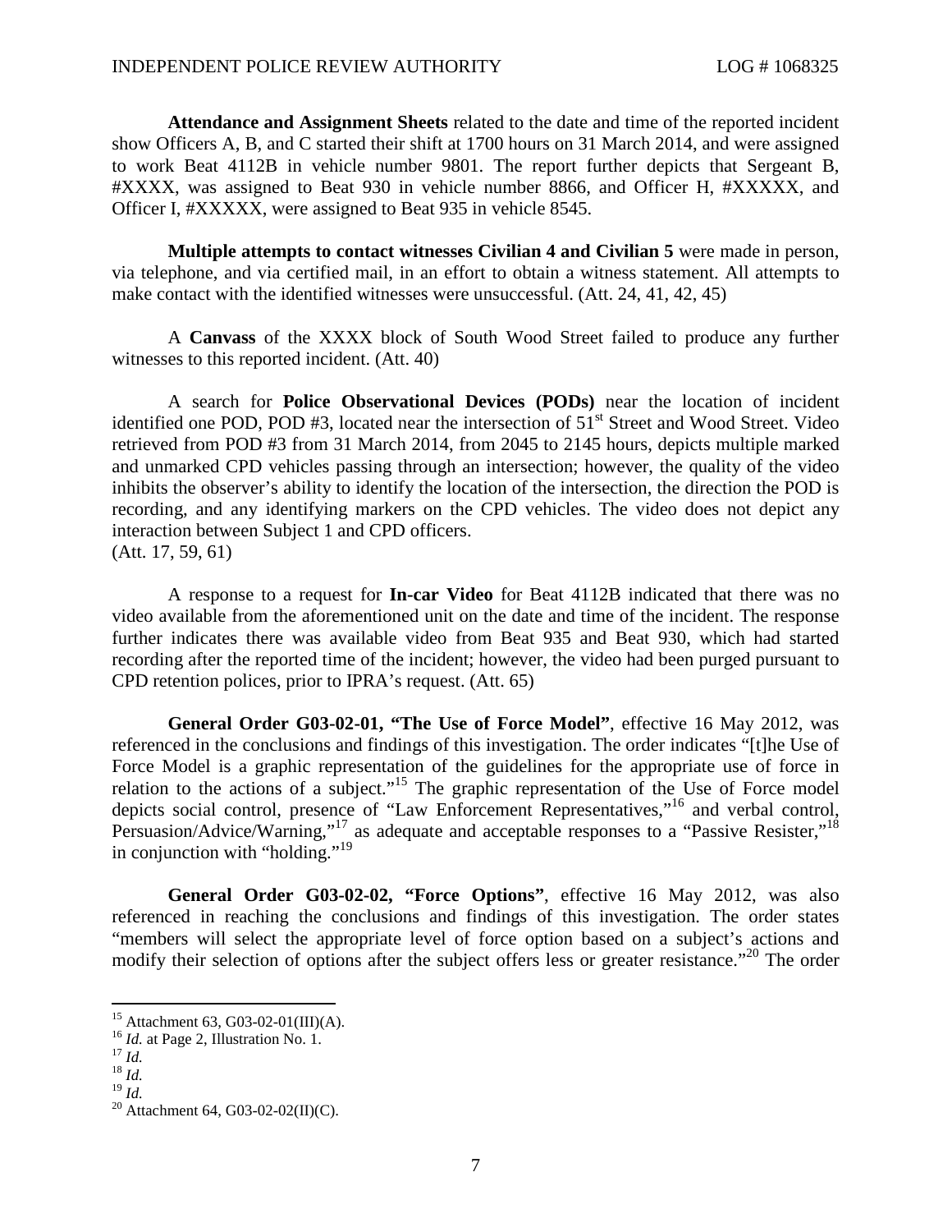**Attendance and Assignment Sheets** related to the date and time of the reported incident show Officers A, B, and C started their shift at 1700 hours on 31 March 2014, and were assigned to work Beat 4112B in vehicle number 9801. The report further depicts that Sergeant B, #XXXX, was assigned to Beat 930 in vehicle number 8866, and Officer H, #XXXXX, and Officer I, #XXXXX, were assigned to Beat 935 in vehicle 8545.

**Multiple attempts to contact witnesses Civilian 4 and Civilian 5** were made in person, via telephone, and via certified mail, in an effort to obtain a witness statement. All attempts to make contact with the identified witnesses were unsuccessful. (Att. 24, 41, 42, 45)

A **Canvass** of the XXXX block of South Wood Street failed to produce any further witnesses to this reported incident. (Att. 40)

A search for **Police Observational Devices (PODs)** near the location of incident identified one POD, POD #3, located near the intersection of 51st Street and Wood Street. Video retrieved from POD #3 from 31 March 2014, from 2045 to 2145 hours, depicts multiple marked and unmarked CPD vehicles passing through an intersection; however, the quality of the video inhibits the observer's ability to identify the location of the intersection, the direction the POD is recording, and any identifying markers on the CPD vehicles. The video does not depict any interaction between Subject 1 and CPD officers.
(Att. 17, 59, 61)

A response to a request for **In-car Video** for Beat 4112B indicated that there was no video available from the aforementioned unit on the date and time of the incident. The response further indicates there was available video from Beat 935 and Beat 930, which had started recording after the reported time of the incident; however, the video had been purged pursuant to CPD retention polices, prior to IPRA's request. (Att. 65)

**General Order G03-02-01, "The Use of Force Model"**, effective 16 May 2012, was referenced in the conclusions and findings of this investigation. The order indicates "[t]he Use of Force Model is a graphic representation of the guidelines for the appropriate use of force in relation to the actions of a subject."[15] The graphic representation of the Use of Force model depicts social control, presence of "Law Enforcement Representatives,"[16] and verbal control, Persuasion/Advice/Warning,"[17] as adequate and acceptable responses to a "Passive Resister,"[18] in conjunction with "holding."[19]

**General Order G03-02-02, "Force Options"**, effective 16 May 2012, was also referenced in reaching the conclusions and findings of this investigation. The order states "members will select the appropriate level of force option based on a subject's actions and modify their selection of options after the subject offers less or greater resistance."[20] The order

[15] Attachment 63, G03-02-01(III)(A).
[16] *Id.* at Page 2, Illustration No. 1.
[17] *Id.*
[18] *Id.*
[19] *Id.*
[20] Attachment 64, G03-02-02(II)(C).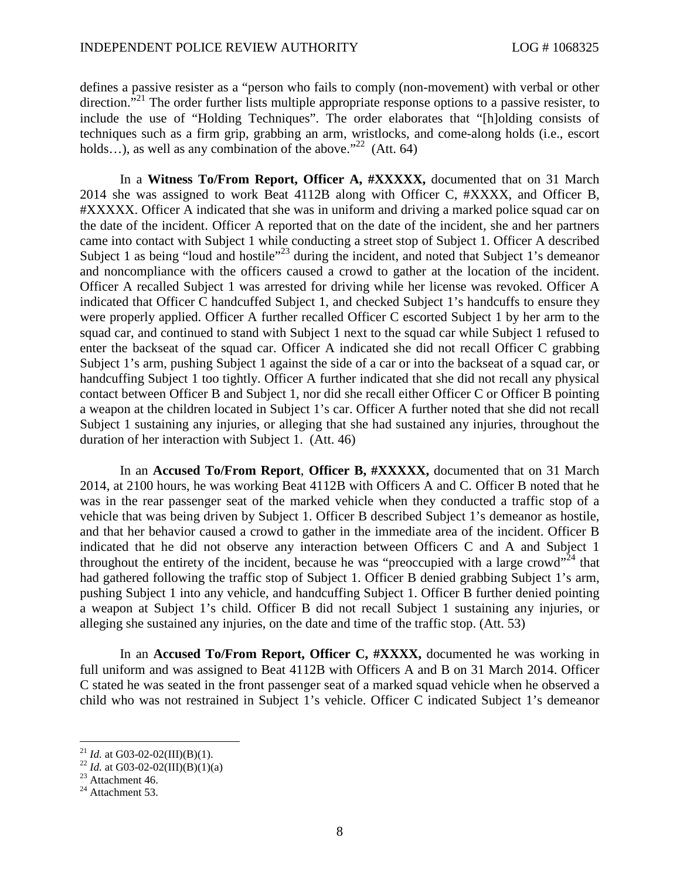defines a passive resister as a "person who fails to comply (non-movement) with verbal or other direction."[21] The order further lists multiple appropriate response options to a passive resister, to include the use of "Holding Techniques". The order elaborates that "[h]olding consists of techniques such as a firm grip, grabbing an arm, wristlocks, and come-along holds (i.e., escort holds…), as well as any combination of the above."[22] (Att. 64)

In a **Witness To/From Report, Officer A, #XXXXX,** documented that on 31 March 2014 she was assigned to work Beat 4112B along with Officer C, #XXXX, and Officer B, #XXXXX. Officer A indicated that she was in uniform and driving a marked police squad car on the date of the incident. Officer A reported that on the date of the incident, she and her partners came into contact with Subject 1 while conducting a street stop of Subject 1. Officer A described Subject 1 as being "loud and hostile"[23] during the incident, and noted that Subject 1's demeanor and noncompliance with the officers caused a crowd to gather at the location of the incident. Officer A recalled Subject 1 was arrested for driving while her license was revoked. Officer A indicated that Officer C handcuffed Subject 1, and checked Subject 1's handcuffs to ensure they were properly applied. Officer A further recalled Officer C escorted Subject 1 by her arm to the squad car, and continued to stand with Subject 1 next to the squad car while Subject 1 refused to enter the backseat of the squad car. Officer A indicated she did not recall Officer C grabbing Subject 1's arm, pushing Subject 1 against the side of a car or into the backseat of a squad car, or handcuffing Subject 1 too tightly. Officer A further indicated that she did not recall any physical contact between Officer B and Subject 1, nor did she recall either Officer C or Officer B pointing a weapon at the children located in Subject 1's car. Officer A further noted that she did not recall Subject 1 sustaining any injuries, or alleging that she had sustained any injuries, throughout the duration of her interaction with Subject 1. (Att. 46)

In an **Accused To/From Report**, **Officer B, #XXXXX,** documented that on 31 March 2014, at 2100 hours, he was working Beat 4112B with Officers A and C. Officer B noted that he was in the rear passenger seat of the marked vehicle when they conducted a traffic stop of a vehicle that was being driven by Subject 1. Officer B described Subject 1's demeanor as hostile, and that her behavior caused a crowd to gather in the immediate area of the incident. Officer B indicated that he did not observe any interaction between Officers C and A and Subject 1 throughout the entirety of the incident, because he was "preoccupied with a large crowd"[24] that had gathered following the traffic stop of Subject 1. Officer B denied grabbing Subject 1's arm, pushing Subject 1 into any vehicle, and handcuffing Subject 1. Officer B further denied pointing a weapon at Subject 1's child. Officer B did not recall Subject 1 sustaining any injuries, or alleging she sustained any injuries, on the date and time of the traffic stop. (Att. 53)

In an **Accused To/From Report, Officer C, #XXXX,** documented he was working in full uniform and was assigned to Beat 4112B with Officers A and B on 31 March 2014. Officer C stated he was seated in the front passenger seat of a marked squad vehicle when he observed a child who was not restrained in Subject 1's vehicle. Officer C indicated Subject 1's demeanor

---

[21] *Id.* at G03-02-02(III)(B)(1).
[22] *Id.* at G03-02-02(III)(B)(1)(a)
[23] Attachment 46.
[24] Attachment 53.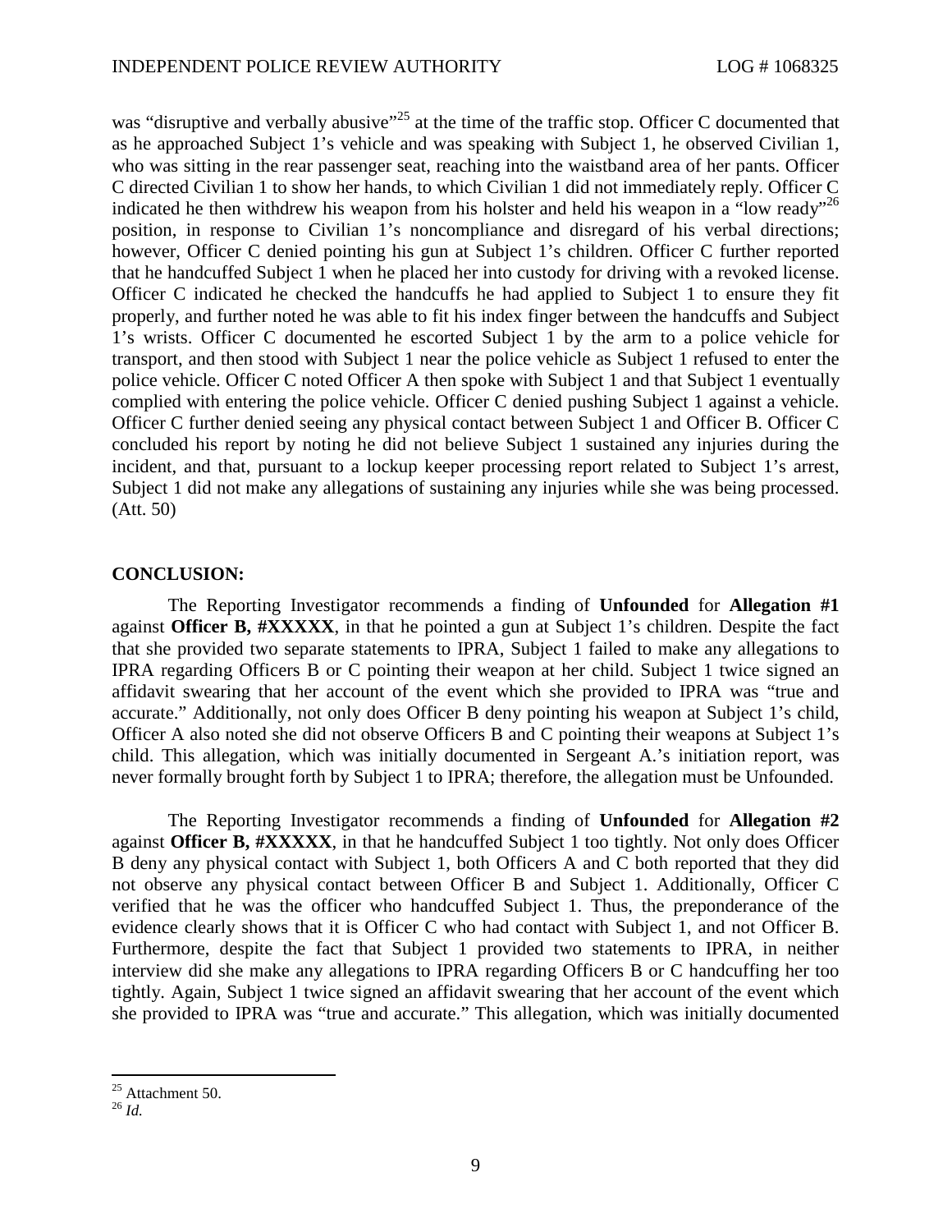was "disruptive and verbally abusive"[25] at the time of the traffic stop. Officer C documented that as he approached Subject 1's vehicle and was speaking with Subject 1, he observed Civilian 1, who was sitting in the rear passenger seat, reaching into the waistband area of her pants. Officer C directed Civilian 1 to show her hands, to which Civilian 1 did not immediately reply. Officer C indicated he then withdrew his weapon from his holster and held his weapon in a "low ready"[26] position, in response to Civilian 1's noncompliance and disregard of his verbal directions; however, Officer C denied pointing his gun at Subject 1's children. Officer C further reported that he handcuffed Subject 1 when he placed her into custody for driving with a revoked license. Officer C indicated he checked the handcuffs he had applied to Subject 1 to ensure they fit properly, and further noted he was able to fit his index finger between the handcuffs and Subject 1's wrists. Officer C documented he escorted Subject 1 by the arm to a police vehicle for transport, and then stood with Subject 1 near the police vehicle as Subject 1 refused to enter the police vehicle. Officer C noted Officer A then spoke with Subject 1 and that Subject 1 eventually complied with entering the police vehicle. Officer C denied pushing Subject 1 against a vehicle. Officer C further denied seeing any physical contact between Subject 1 and Officer B. Officer C concluded his report by noting he did not believe Subject 1 sustained any injuries during the incident, and that, pursuant to a lockup keeper processing report related to Subject 1's arrest, Subject 1 did not make any allegations of sustaining any injuries while she was being processed. (Att. 50)

**CONCLUSION:**

The Reporting Investigator recommends a finding of **Unfounded** for **Allegation #1** against **Officer B, #XXXXX**, in that he pointed a gun at Subject 1's children. Despite the fact that she provided two separate statements to IPRA, Subject 1 failed to make any allegations to IPRA regarding Officers B or C pointing their weapon at her child. Subject 1 twice signed an affidavit swearing that her account of the event which she provided to IPRA was "true and accurate." Additionally, not only does Officer B deny pointing his weapon at Subject 1's child, Officer A also noted she did not observe Officers B and C pointing their weapons at Subject 1's child. This allegation, which was initially documented in Sergeant A.'s initiation report, was never formally brought forth by Subject 1 to IPRA; therefore, the allegation must be Unfounded.

The Reporting Investigator recommends a finding of **Unfounded** for **Allegation #2** against **Officer B, #XXXXX**, in that he handcuffed Subject 1 too tightly. Not only does Officer B deny any physical contact with Subject 1, both Officers A and C both reported that they did not observe any physical contact between Officer B and Subject 1. Additionally, Officer C verified that he was the officer who handcuffed Subject 1. Thus, the preponderance of the evidence clearly shows that it is Officer C who had contact with Subject 1, and not Officer B. Furthermore, despite the fact that Subject 1 provided two statements to IPRA, in neither interview did she make any allegations to IPRA regarding Officers B or C handcuffing her too tightly. Again, Subject 1 twice signed an affidavit swearing that her account of the event which she provided to IPRA was "true and accurate." This allegation, which was initially documented

[25] Attachment 50.

[26] *Id.*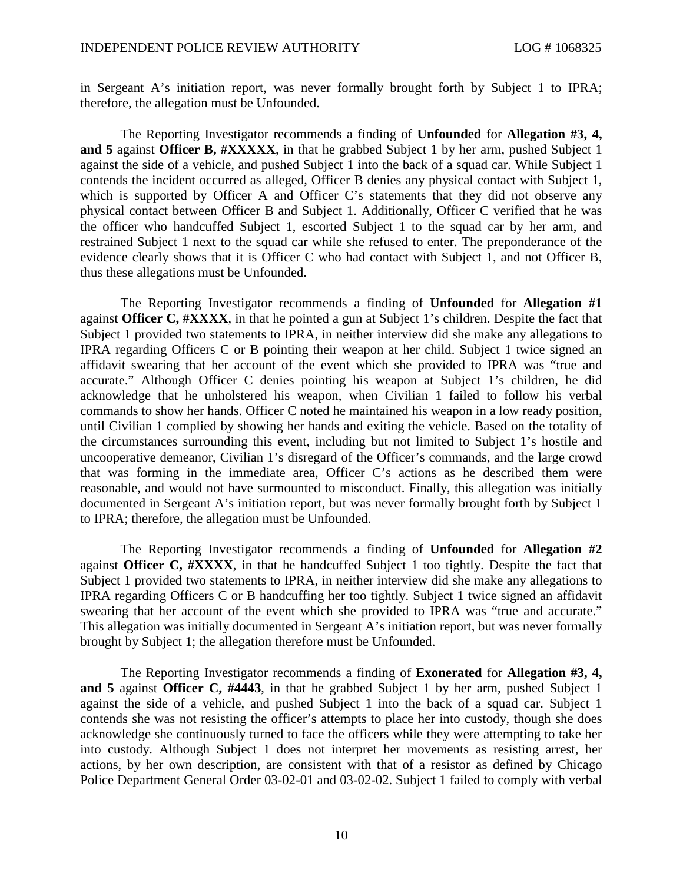in Sergeant A's initiation report, was never formally brought forth by Subject 1 to IPRA; therefore, the allegation must be Unfounded.

The Reporting Investigator recommends a finding of **Unfounded** for **Allegation #3, 4, and 5** against **Officer B, #XXXXX**, in that he grabbed Subject 1 by her arm, pushed Subject 1 against the side of a vehicle, and pushed Subject 1 into the back of a squad car. While Subject 1 contends the incident occurred as alleged, Officer B denies any physical contact with Subject 1, which is supported by Officer A and Officer C's statements that they did not observe any physical contact between Officer B and Subject 1. Additionally, Officer C verified that he was the officer who handcuffed Subject 1, escorted Subject 1 to the squad car by her arm, and restrained Subject 1 next to the squad car while she refused to enter. The preponderance of the evidence clearly shows that it is Officer C who had contact with Subject 1, and not Officer B, thus these allegations must be Unfounded.

The Reporting Investigator recommends a finding of **Unfounded** for **Allegation #1** against **Officer C, #XXXX**, in that he pointed a gun at Subject 1's children. Despite the fact that Subject 1 provided two statements to IPRA, in neither interview did she make any allegations to IPRA regarding Officers C or B pointing their weapon at her child. Subject 1 twice signed an affidavit swearing that her account of the event which she provided to IPRA was "true and accurate." Although Officer C denies pointing his weapon at Subject 1's children, he did acknowledge that he unholstered his weapon, when Civilian 1 failed to follow his verbal commands to show her hands. Officer C noted he maintained his weapon in a low ready position, until Civilian 1 complied by showing her hands and exiting the vehicle. Based on the totality of the circumstances surrounding this event, including but not limited to Subject 1's hostile and uncooperative demeanor, Civilian 1's disregard of the Officer's commands, and the large crowd that was forming in the immediate area, Officer C's actions as he described them were reasonable, and would not have surmounted to misconduct. Finally, this allegation was initially documented in Sergeant A's initiation report, but was never formally brought forth by Subject 1 to IPRA; therefore, the allegation must be Unfounded.

The Reporting Investigator recommends a finding of **Unfounded** for **Allegation #2** against **Officer C, #XXXX**, in that he handcuffed Subject 1 too tightly. Despite the fact that Subject 1 provided two statements to IPRA, in neither interview did she make any allegations to IPRA regarding Officers C or B handcuffing her too tightly. Subject 1 twice signed an affidavit swearing that her account of the event which she provided to IPRA was "true and accurate." This allegation was initially documented in Sergeant A's initiation report, but was never formally brought by Subject 1; the allegation therefore must be Unfounded.

The Reporting Investigator recommends a finding of **Exonerated** for **Allegation #3, 4, and 5** against **Officer C, #4443**, in that he grabbed Subject 1 by her arm, pushed Subject 1 against the side of a vehicle, and pushed Subject 1 into the back of a squad car. Subject 1 contends she was not resisting the officer's attempts to place her into custody, though she does acknowledge she continuously turned to face the officers while they were attempting to take her into custody. Although Subject 1 does not interpret her movements as resisting arrest, her actions, by her own description, are consistent with that of a resistor as defined by Chicago Police Department General Order 03-02-01 and 03-02-02. Subject 1 failed to comply with verbal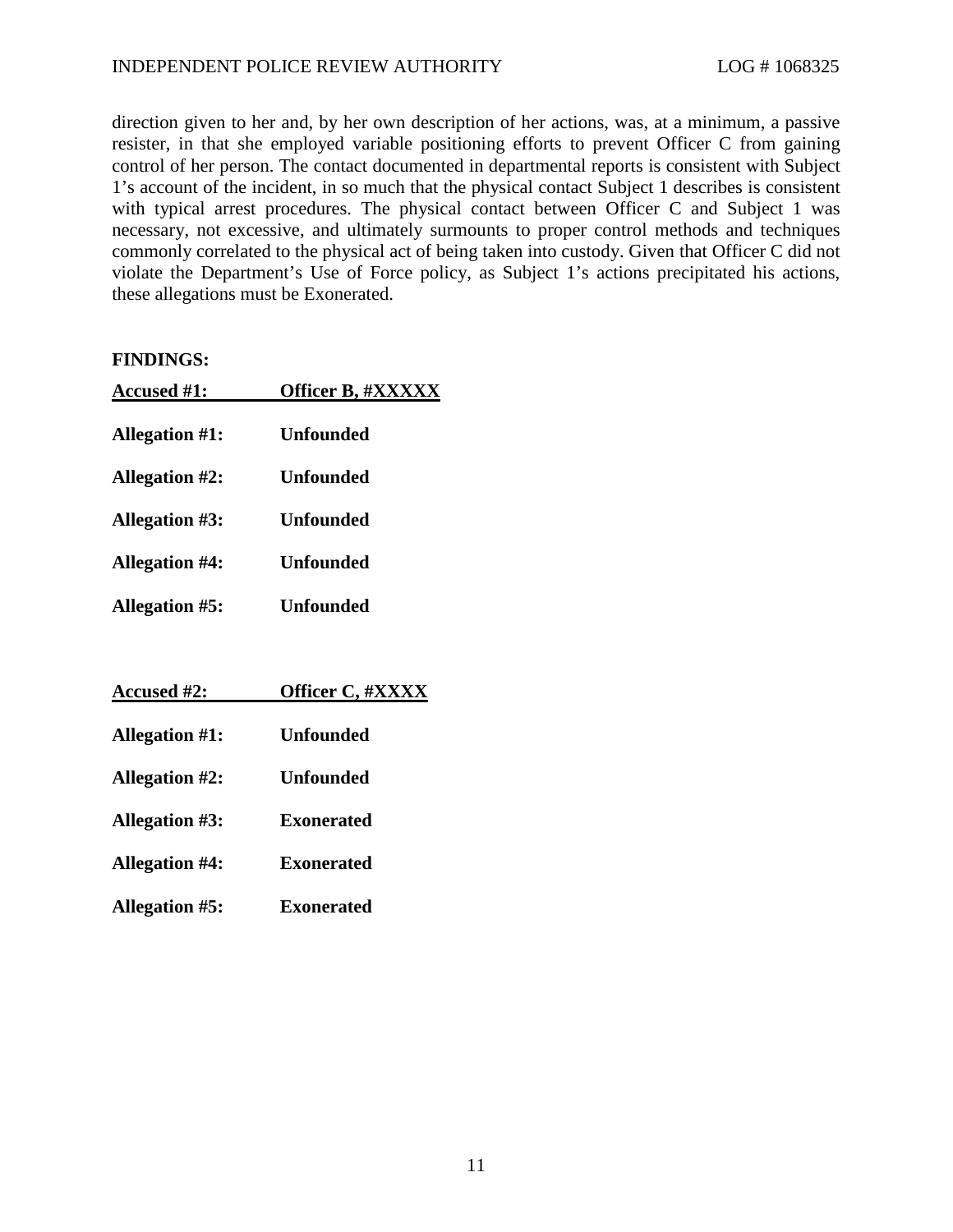direction given to her and, by her own description of her actions, was, at a minimum, a passive resister, in that she employed variable positioning efforts to prevent Officer C from gaining control of her person. The contact documented in departmental reports is consistent with Subject 1's account of the incident, in so much that the physical contact Subject 1 describes is consistent with typical arrest procedures. The physical contact between Officer C and Subject 1 was necessary, not excessive, and ultimately surmounts to proper control methods and techniques commonly correlated to the physical act of being taken into custody. Given that Officer C did not violate the Department's Use of Force policy, as Subject 1's actions precipitated his actions, these allegations must be Exonerated.

**FINDINGS:**

**Accused #1: Officer B, #XXXXX**

**Allegation #1:** **Unfounded**

**Allegation #2:** **Unfounded**

**Allegation #3:** **Unfounded**

**Allegation #4:** **Unfounded**

**Allegation #5:** **Unfounded**

**Accused #2: Officer C, #XXXX**

**Allegation #1:** **Unfounded**

**Allegation #2:** **Unfounded**

**Allegation #3:** **Exonerated**

**Allegation #4:** **Exonerated**

**Allegation #5:** **Exonerated**